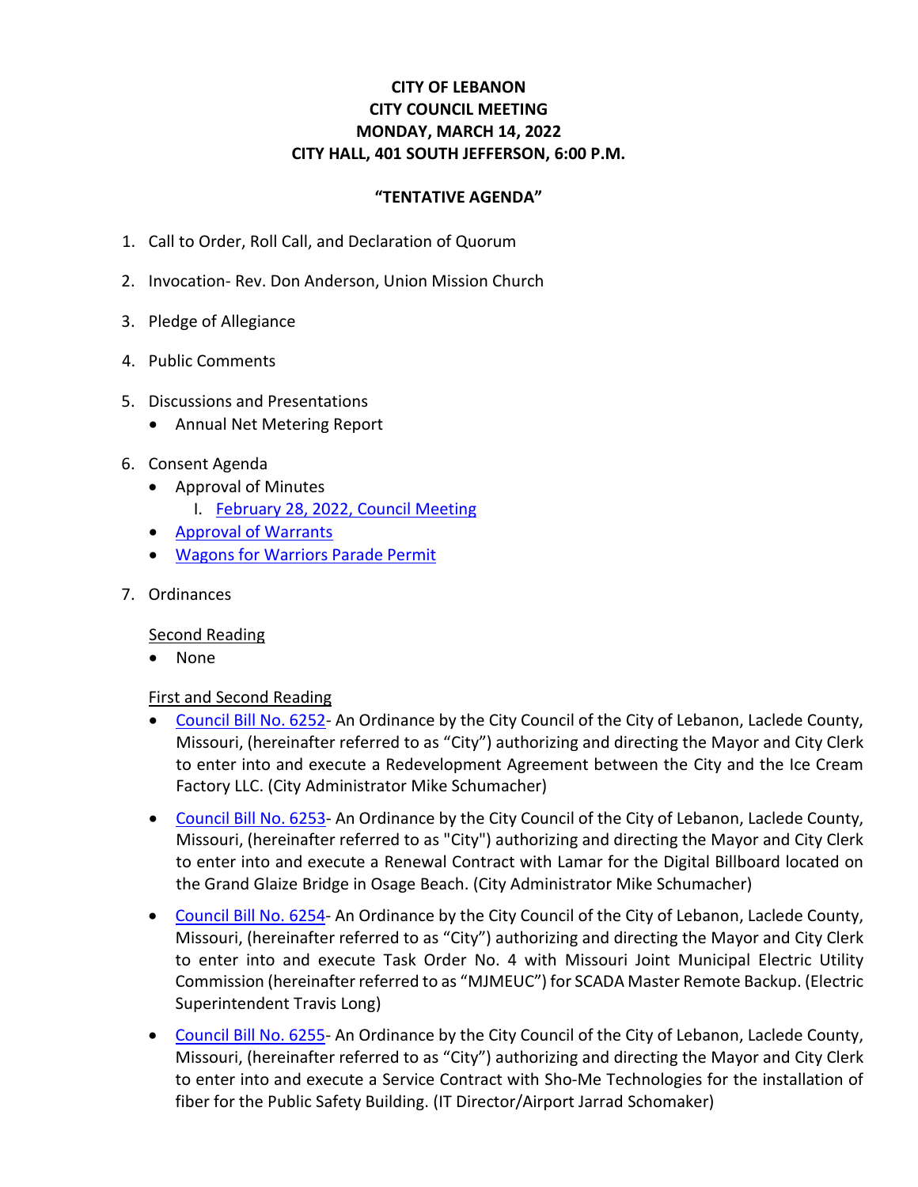# CITY OF LEBANON
# CITY COUNCIL MEETING
# MONDAY, MARCH 14, 2022
# CITY HALL, 401 SOUTH JEFFERSON, 6:00 P.M.

## "TENTATIVE AGENDA"

1. Call to Order, Roll Call, and Declaration of Quorum

2. Invocation- Rev. Don Anderson, Union Mission Church

3. Pledge of Allegiance

4. Public Comments

5. Discussions and Presentations
   - Annual Net Metering Report

6. Consent Agenda
   - Approval of Minutes
     I. February 28, 2022, Council Meeting
   - Approval of Warrants
   - Wagons for Warriors Parade Permit

7. Ordinances

   Second Reading
   - None

   First and Second Reading
   - Council Bill No. 6252- An Ordinance by the City Council of the City of Lebanon, Laclede County, Missouri, (hereinafter referred to as "City") authorizing and directing the Mayor and City Clerk to enter into and execute a Redevelopment Agreement between the City and the Ice Cream Factory LLC. (City Administrator Mike Schumacher)
   - Council Bill No. 6253- An Ordinance by the City Council of the City of Lebanon, Laclede County, Missouri, (hereinafter referred to as "City") authorizing and directing the Mayor and City Clerk to enter into and execute a Renewal Contract with Lamar for the Digital Billboard located on the Grand Glaize Bridge in Osage Beach. (City Administrator Mike Schumacher)
   - Council Bill No. 6254- An Ordinance by the City Council of the City of Lebanon, Laclede County, Missouri, (hereinafter referred to as "City") authorizing and directing the Mayor and City Clerk to enter into and execute Task Order No. 4 with Missouri Joint Municipal Electric Utility Commission (hereinafter referred to as "MJMEUC") for SCADA Master Remote Backup. (Electric Superintendent Travis Long)
   - Council Bill No. 6255- An Ordinance by the City Council of the City of Lebanon, Laclede County, Missouri, (hereinafter referred to as "City") authorizing and directing the Mayor and City Clerk to enter into and execute a Service Contract with Sho-Me Technologies for the installation of fiber for the Public Safety Building. (IT Director/Airport Jarrad Schomaker)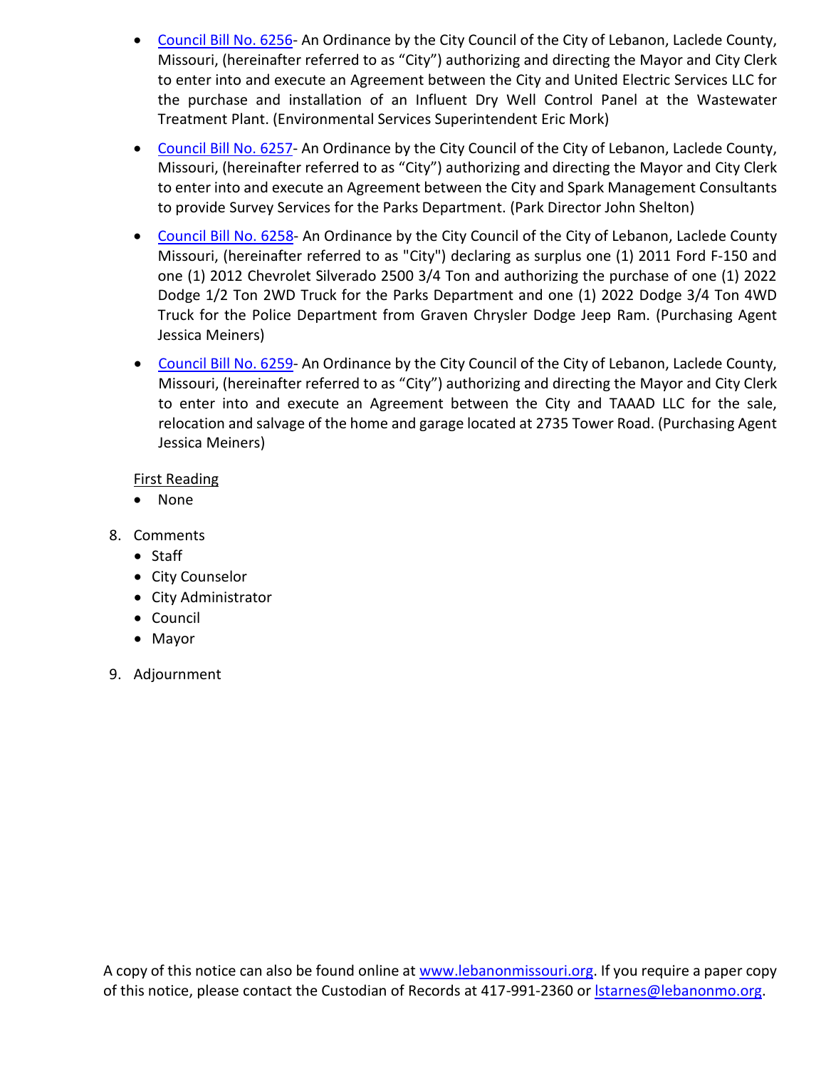- Council Bill No. 6256- An Ordinance by the City Council of the City of Lebanon, Laclede County, Missouri, (hereinafter referred to as "City") authorizing and directing the Mayor and City Clerk to enter into and execute an Agreement between the City and United Electric Services LLC for the purchase and installation of an Influent Dry Well Control Panel at the Wastewater Treatment Plant. (Environmental Services Superintendent Eric Mork)
- Council Bill No. 6257- An Ordinance by the City Council of the City of Lebanon, Laclede County, Missouri, (hereinafter referred to as "City") authorizing and directing the Mayor and City Clerk to enter into and execute an Agreement between the City and Spark Management Consultants to provide Survey Services for the Parks Department. (Park Director John Shelton)
- Council Bill No. 6258- An Ordinance by the City Council of the City of Lebanon, Laclede County Missouri, (hereinafter referred to as "City") declaring as surplus one (1) 2011 Ford F-150 and one (1) 2012 Chevrolet Silverado 2500 3/4 Ton and authorizing the purchase of one (1) 2022 Dodge 1/2 Ton 2WD Truck for the Parks Department and one (1) 2022 Dodge 3/4 Ton 4WD Truck for the Police Department from Graven Chrysler Dodge Jeep Ram. (Purchasing Agent Jessica Meiners)
- Council Bill No. 6259- An Ordinance by the City Council of the City of Lebanon, Laclede County, Missouri, (hereinafter referred to as "City") authorizing and directing the Mayor and City Clerk to enter into and execute an Agreement between the City and TAAAD LLC for the sale, relocation and salvage of the home and garage located at 2735 Tower Road. (Purchasing Agent Jessica Meiners)

First Reading

- None

8. Comments
   - Staff
   - City Counselor
   - City Administrator
   - Council
   - Mayor
9. Adjournment

A copy of this notice can also be found online at www.lebanonmissouri.org. If you require a paper copy of this notice, please contact the Custodian of Records at 417-991-2360 or lstarnes@lebanonmo.org.